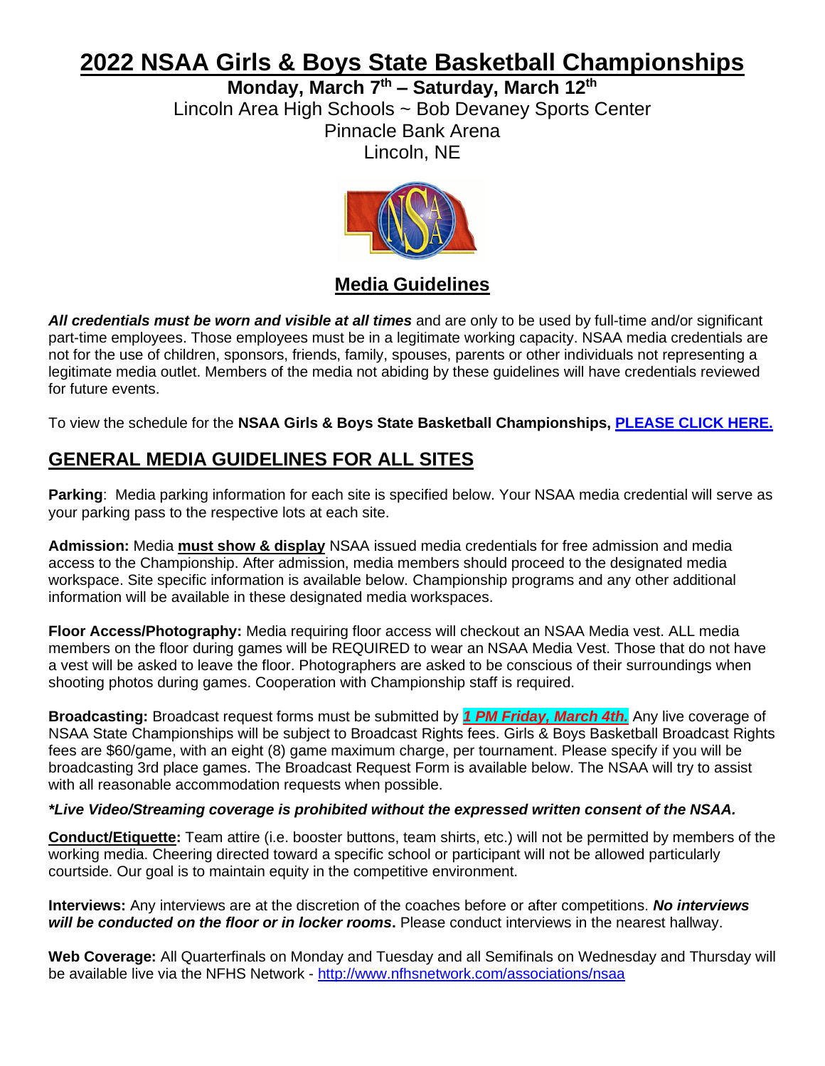# 2022 NSAA Girls & Boys State Basketball Championships

**Monday, March 7th – Saturday, March 12th**

Lincoln Area High Schools ~ Bob Devaney Sports Center

Pinnacle Bank Arena

Lincoln, NE

## Media Guidelines

***All credentials must be worn and visible at all times*** and are only to be used by full-time and/or significant part-time employees. Those employees must be in a legitimate working capacity. NSAA media credentials are not for the use of children, sponsors, friends, family, spouses, parents or other individuals not representing a legitimate media outlet. Members of the media not abiding by these guidelines will have credentials reviewed for future events.

To view the schedule for the **NSAA Girls & Boys State Basketball Championships, PLEASE CLICK HERE.**

## GENERAL MEDIA GUIDELINES FOR ALL SITES

**Parking**: Media parking information for each site is specified below. Your NSAA media credential will serve as your parking pass to the respective lots at each site.

**Admission:** Media **must show & display** NSAA issued media credentials for free admission and media access to the Championship. After admission, media members should proceed to the designated media workspace. Site specific information is available below. Championship programs and any other additional information will be available in these designated media workspaces.

**Floor Access/Photography:** Media requiring floor access will checkout an NSAA Media vest. ALL media members on the floor during games will be REQUIRED to wear an NSAA Media Vest. Those that do not have a vest will be asked to leave the floor. Photographers are asked to be conscious of their surroundings when shooting photos during games. Cooperation with Championship staff is required.

**Broadcasting:** Broadcast request forms must be submitted by ***1 PM Friday, March 4th.*** Any live coverage of NSAA State Championships will be subject to Broadcast Rights fees. Girls & Boys Basketball Broadcast Rights fees are $60/game, with an eight (8) game maximum charge, per tournament. Please specify if you will be broadcasting 3rd place games. The Broadcast Request Form is available below. The NSAA will try to assist with all reasonable accommodation requests when possible.

***\*Live Video/Streaming coverage is prohibited without the expressed written consent of the NSAA.***

**Conduct/Etiquette:** Team attire (i.e. booster buttons, team shirts, etc.) will not be permitted by members of the working media. Cheering directed toward a specific school or participant will not be allowed particularly courtside. Our goal is to maintain equity in the competitive environment.

**Interviews:** Any interviews are at the discretion of the coaches before or after competitions. ***No interviews will be conducted on the floor or in locker rooms*****.** Please conduct interviews in the nearest hallway.

**Web Coverage:** All Quarterfinals on Monday and Tuesday and all Semifinals on Wednesday and Thursday will be available live via the NFHS Network - http://www.nfhsnetwork.com/associations/nsaa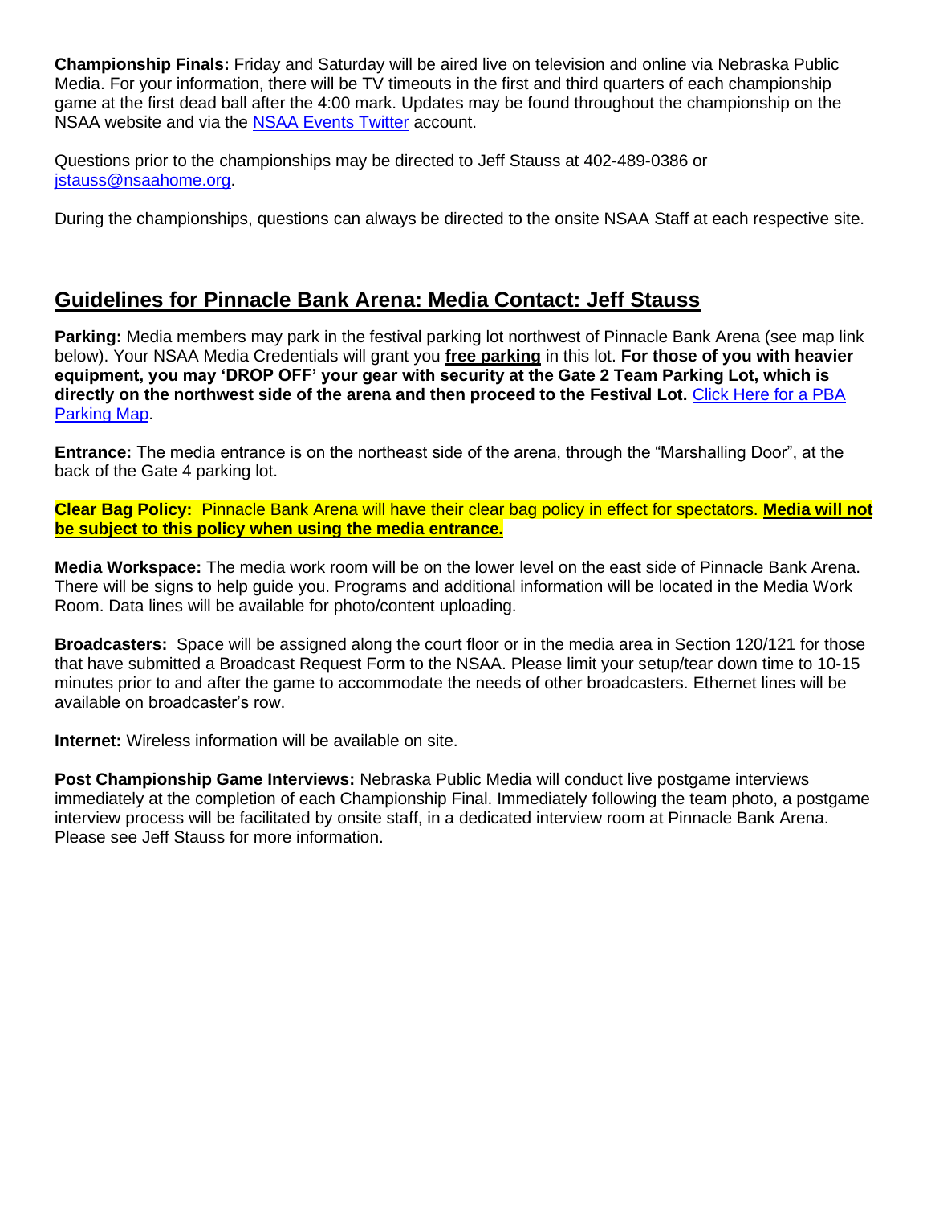**Championship Finals:** Friday and Saturday will be aired live on television and online via Nebraska Public Media. For your information, there will be TV timeouts in the first and third quarters of each championship game at the first dead ball after the 4:00 mark. Updates may be found throughout the championship on the NSAA website and via the [NSAA Events Twitter](#) account.

Questions prior to the championships may be directed to Jeff Stauss at 402-489-0386 or [jstauss@nsaahome.org](mailto:jstauss@nsaahome.org).

During the championships, questions can always be directed to the onsite NSAA Staff at each respective site.

## Guidelines for Pinnacle Bank Arena: Media Contact: Jeff Stauss

**Parking:** Media members may park in the festival parking lot northwest of Pinnacle Bank Arena (see map link below). Your NSAA Media Credentials will grant you **free parking** in this lot. **For those of you with heavier equipment, you may 'DROP OFF' your gear with security at the Gate 2 Team Parking Lot, which is directly on the northwest side of the arena and then proceed to the Festival Lot.** [Click Here for a PBA Parking Map](#).

**Entrance:** The media entrance is on the northeast side of the arena, through the "Marshalling Door", at the back of the Gate 4 parking lot.

**Clear Bag Policy:** Pinnacle Bank Arena will have their clear bag policy in effect for spectators. **Media will not be subject to this policy when using the media entrance.**

**Media Workspace:** The media work room will be on the lower level on the east side of Pinnacle Bank Arena. There will be signs to help guide you. Programs and additional information will be located in the Media Work Room. Data lines will be available for photo/content uploading.

**Broadcasters:** Space will be assigned along the court floor or in the media area in Section 120/121 for those that have submitted a Broadcast Request Form to the NSAA. Please limit your setup/tear down time to 10-15 minutes prior to and after the game to accommodate the needs of other broadcasters. Ethernet lines will be available on broadcaster's row.

**Internet:** Wireless information will be available on site.

**Post Championship Game Interviews:** Nebraska Public Media will conduct live postgame interviews immediately at the completion of each Championship Final. Immediately following the team photo, a postgame interview process will be facilitated by onsite staff, in a dedicated interview room at Pinnacle Bank Arena. Please see Jeff Stauss for more information.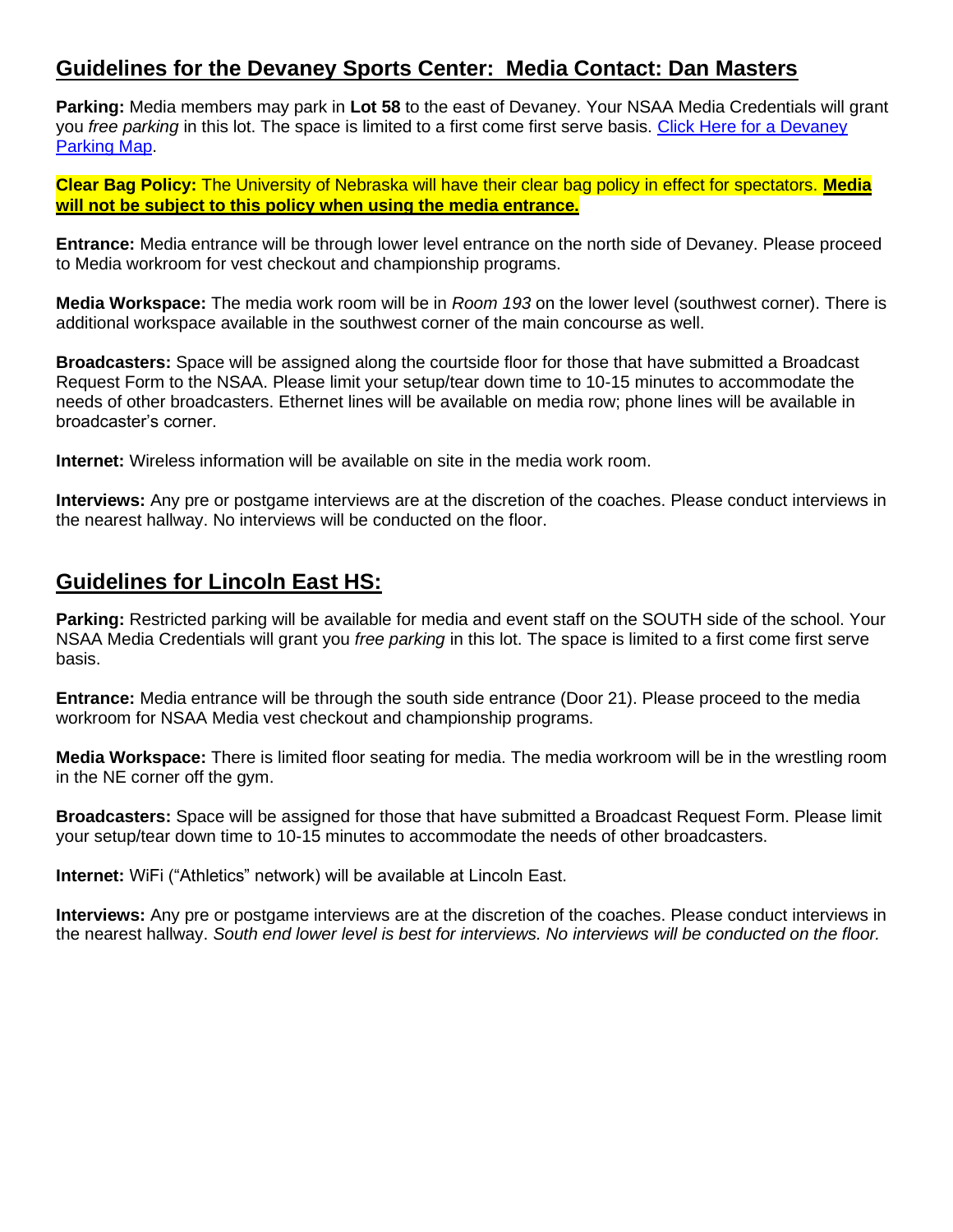## Guidelines for the Devaney Sports Center: Media Contact: Dan Masters

**Parking:** Media members may park in **Lot 58** to the east of Devaney. Your NSAA Media Credentials will grant you *free parking* in this lot. The space is limited to a first come first serve basis. Click Here for a Devaney Parking Map.

**Clear Bag Policy:** The University of Nebraska will have their clear bag policy in effect for spectators. **Media will not be subject to this policy when using the media entrance.**

**Entrance:** Media entrance will be through lower level entrance on the north side of Devaney. Please proceed to Media workroom for vest checkout and championship programs.

**Media Workspace:** The media work room will be in *Room 193* on the lower level (southwest corner). There is additional workspace available in the southwest corner of the main concourse as well.

**Broadcasters:** Space will be assigned along the courtside floor for those that have submitted a Broadcast Request Form to the NSAA. Please limit your setup/tear down time to 10-15 minutes to accommodate the needs of other broadcasters. Ethernet lines will be available on media row; phone lines will be available in broadcaster's corner.

**Internet:** Wireless information will be available on site in the media work room.

**Interviews:** Any pre or postgame interviews are at the discretion of the coaches. Please conduct interviews in the nearest hallway. No interviews will be conducted on the floor.

## Guidelines for Lincoln East HS:

**Parking:** Restricted parking will be available for media and event staff on the SOUTH side of the school. Your NSAA Media Credentials will grant you *free parking* in this lot. The space is limited to a first come first serve basis.

**Entrance:** Media entrance will be through the south side entrance (Door 21). Please proceed to the media workroom for NSAA Media vest checkout and championship programs.

**Media Workspace:** There is limited floor seating for media. The media workroom will be in the wrestling room in the NE corner off the gym.

**Broadcasters:** Space will be assigned for those that have submitted a Broadcast Request Form. Please limit your setup/tear down time to 10-15 minutes to accommodate the needs of other broadcasters.

**Internet:** WiFi ("Athletics" network) will be available at Lincoln East.

**Interviews:** Any pre or postgame interviews are at the discretion of the coaches. Please conduct interviews in the nearest hallway. *South end lower level is best for interviews. No interviews will be conducted on the floor.*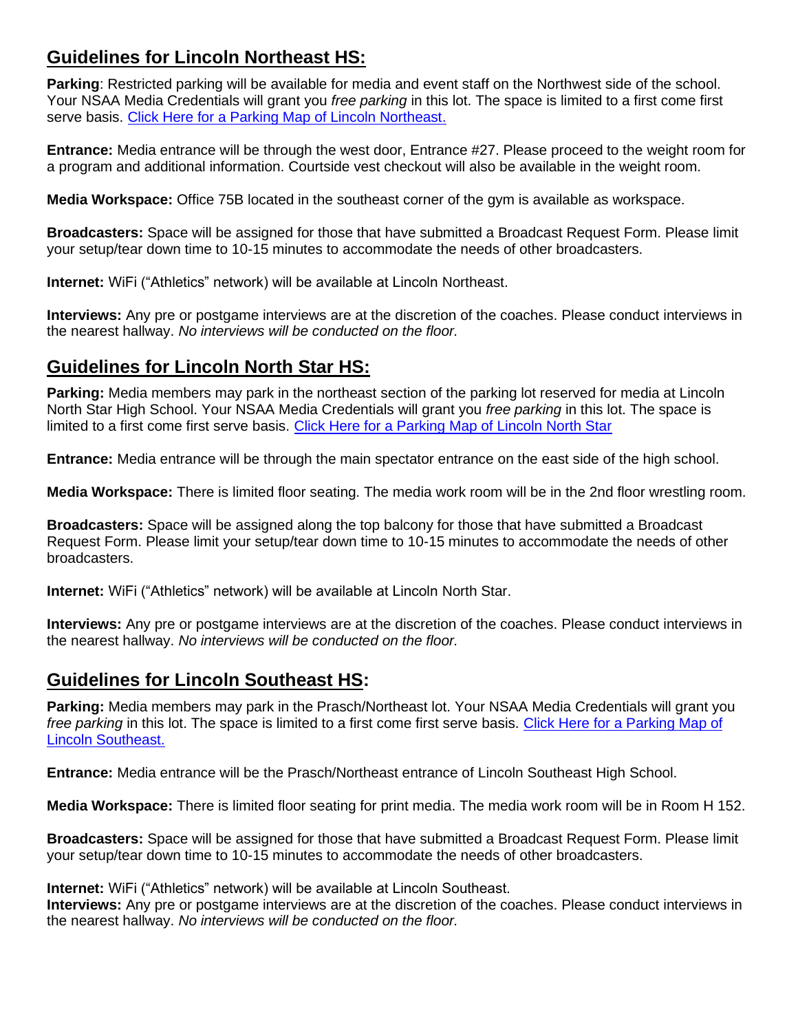## Guidelines for Lincoln Northeast HS:

**Parking**: Restricted parking will be available for media and event staff on the Northwest side of the school. Your NSAA Media Credentials will grant you *free parking* in this lot. The space is limited to a first come first serve basis. [Click Here for a Parking Map of Lincoln Northeast.]()

**Entrance:** Media entrance will be through the west door, Entrance #27. Please proceed to the weight room for a program and additional information. Courtside vest checkout will also be available in the weight room.

**Media Workspace:** Office 75B located in the southeast corner of the gym is available as workspace.

**Broadcasters:** Space will be assigned for those that have submitted a Broadcast Request Form. Please limit your setup/tear down time to 10-15 minutes to accommodate the needs of other broadcasters.

**Internet:** WiFi ("Athletics" network) will be available at Lincoln Northeast.

**Interviews:** Any pre or postgame interviews are at the discretion of the coaches. Please conduct interviews in the nearest hallway. *No interviews will be conducted on the floor.*

## Guidelines for Lincoln North Star HS:

**Parking:** Media members may park in the northeast section of the parking lot reserved for media at Lincoln North Star High School. Your NSAA Media Credentials will grant you *free parking* in this lot. The space is limited to a first come first serve basis. [Click Here for a Parking Map of Lincoln North Star]()

**Entrance:** Media entrance will be through the main spectator entrance on the east side of the high school.

**Media Workspace:** There is limited floor seating. The media work room will be in the 2nd floor wrestling room.

**Broadcasters:** Space will be assigned along the top balcony for those that have submitted a Broadcast Request Form. Please limit your setup/tear down time to 10-15 minutes to accommodate the needs of other broadcasters.

**Internet:** WiFi ("Athletics" network) will be available at Lincoln North Star.

**Interviews:** Any pre or postgame interviews are at the discretion of the coaches. Please conduct interviews in the nearest hallway. *No interviews will be conducted on the floor.*

## Guidelines for Lincoln Southeast HS:

**Parking:** Media members may park in the Prasch/Northeast lot. Your NSAA Media Credentials will grant you *free parking* in this lot. The space is limited to a first come first serve basis. [Click Here for a Parking Map of Lincoln Southeast.]()

**Entrance:** Media entrance will be the Prasch/Northeast entrance of Lincoln Southeast High School.

**Media Workspace:** There is limited floor seating for print media. The media work room will be in Room H 152.

**Broadcasters:** Space will be assigned for those that have submitted a Broadcast Request Form. Please limit your setup/tear down time to 10-15 minutes to accommodate the needs of other broadcasters.

**Internet:** WiFi ("Athletics" network) will be available at Lincoln Southeast.

**Interviews:** Any pre or postgame interviews are at the discretion of the coaches. Please conduct interviews in the nearest hallway. *No interviews will be conducted on the floor.*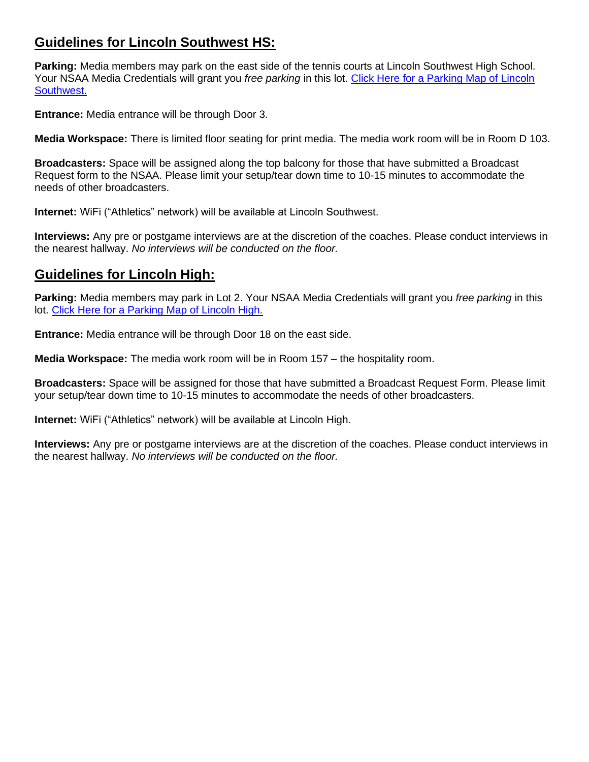## Guidelines for Lincoln Southwest HS:

**Parking:** Media members may park on the east side of the tennis courts at Lincoln Southwest High School. Your NSAA Media Credentials will grant you *free parking* in this lot. Click Here for a Parking Map of Lincoln Southwest.

**Entrance:** Media entrance will be through Door 3.

**Media Workspace:** There is limited floor seating for print media. The media work room will be in Room D 103.

**Broadcasters:** Space will be assigned along the top balcony for those that have submitted a Broadcast Request form to the NSAA. Please limit your setup/tear down time to 10-15 minutes to accommodate the needs of other broadcasters.

**Internet:** WiFi ("Athletics" network) will be available at Lincoln Southwest.

**Interviews:** Any pre or postgame interviews are at the discretion of the coaches. Please conduct interviews in the nearest hallway. *No interviews will be conducted on the floor.*

## Guidelines for Lincoln High:

**Parking:** Media members may park in Lot 2. Your NSAA Media Credentials will grant you *free parking* in this lot. Click Here for a Parking Map of Lincoln High.

**Entrance:** Media entrance will be through Door 18 on the east side.

**Media Workspace:** The media work room will be in Room 157 – the hospitality room.

**Broadcasters:** Space will be assigned for those that have submitted a Broadcast Request Form. Please limit your setup/tear down time to 10-15 minutes to accommodate the needs of other broadcasters.

**Internet:** WiFi ("Athletics" network) will be available at Lincoln High.

**Interviews:** Any pre or postgame interviews are at the discretion of the coaches. Please conduct interviews in the nearest hallway. *No interviews will be conducted on the floor.*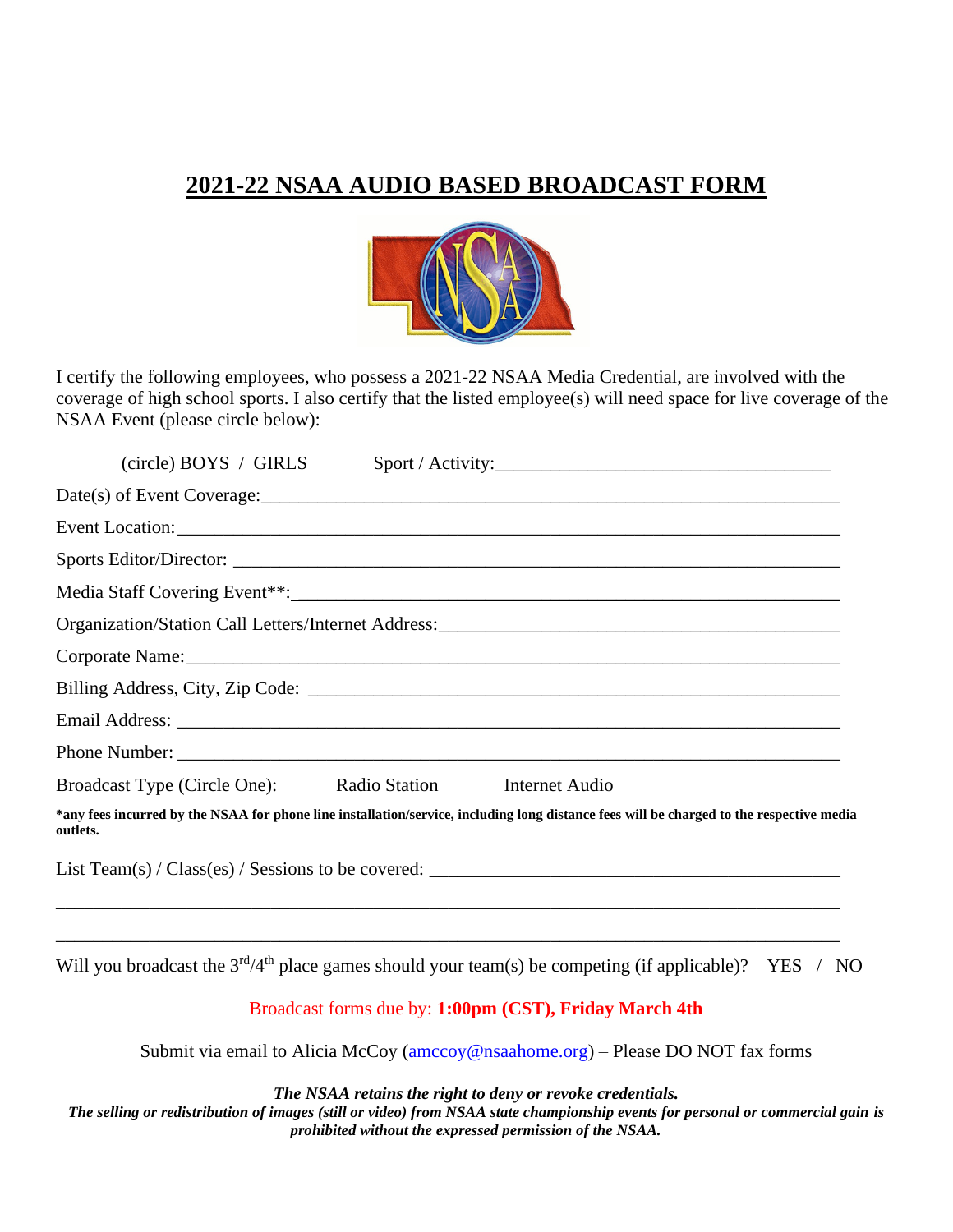# 2021-22 NSAA AUDIO BASED BROADCAST FORM

I certify the following employees, who possess a 2021-22 NSAA Media Credential, are involved with the coverage of high school sports. I also certify that the listed employee(s) will need space for live coverage of the NSAA Event (please circle below):

(circle) BOYS / GIRLS Sport / Activity:___________________________________

Date(s) of Event Coverage:____________________________________________________________

Event Location:____________________________________________________________________

Sports Editor/Director: _______________________________________________________________

Media Staff Covering Event**:__________________________________________________________

Organization/Station Call Letters/Internet Address:_________________________________________

Corporate Name:___________________________________________________________________

Billing Address, City, Zip Code: _______________________________________________________

Email Address: ____________________________________________________________________

Phone Number: ____________________________________________________________________

Broadcast Type (Circle One): Radio Station Internet Audio

**\*any fees incurred by the NSAA for phone line installation/service, including long distance fees will be charged to the respective media outlets.**

List Team(s) / Class(es) / Sessions to be covered: _____________________________________________

_______________________________________________________________________________

_______________________________________________________________________________

Will you broadcast the 3rd/4th place games should your team(s) be competing (if applicable)? YES / NO

Broadcast forms due by: **1:00pm (CST), Friday March 4th**

Submit via email to Alicia McCoy (amccoy@nsaahome.org) – Please DO NOT fax forms

***The NSAA retains the right to deny or revoke credentials.***

***The selling or redistribution of images (still or video) from NSAA state championship events for personal or commercial gain is prohibited without the expressed permission of the NSAA.***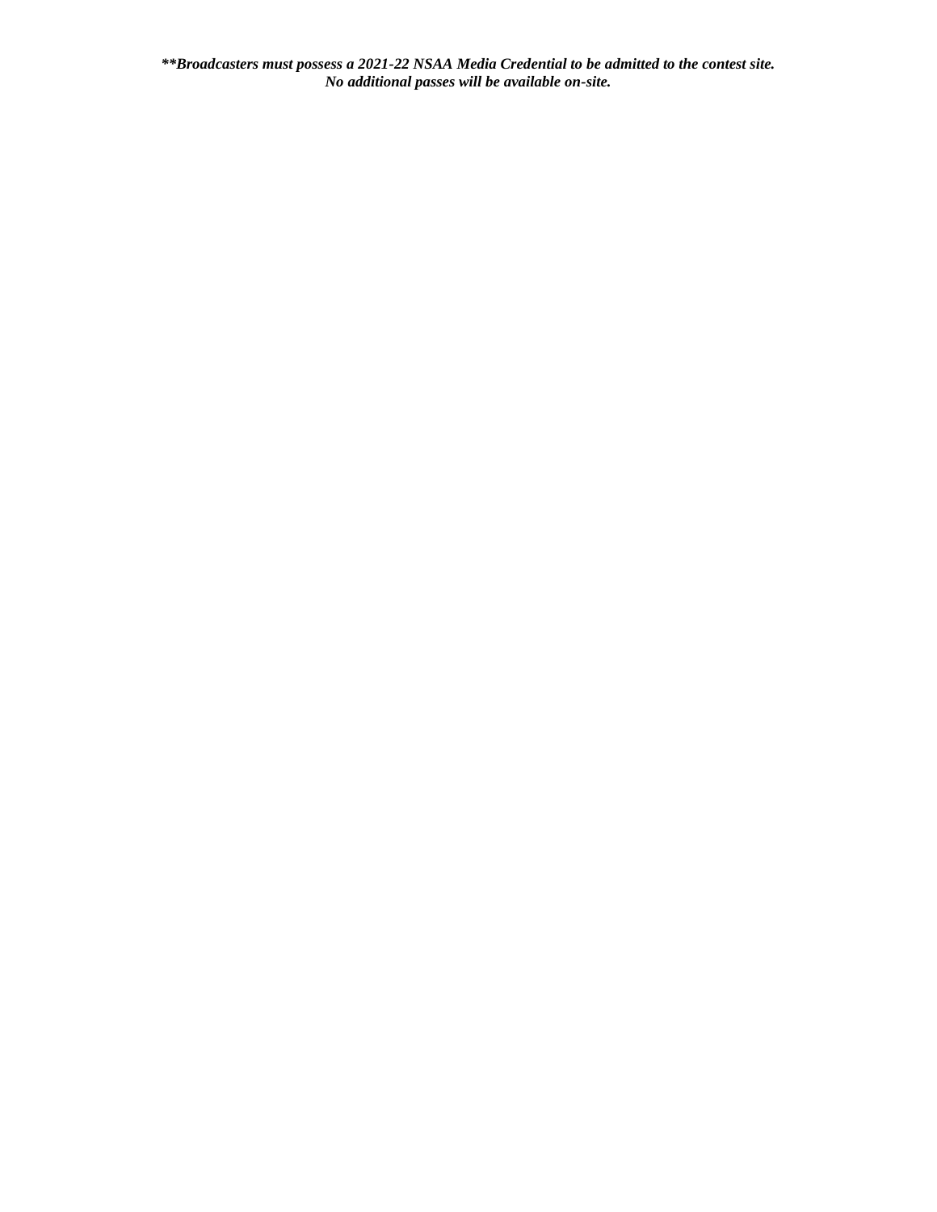***\*\*Broadcasters must possess a 2021-22 NSAA Media Credential to be admitted to the contest site.***
***No additional passes will be available on-site.***